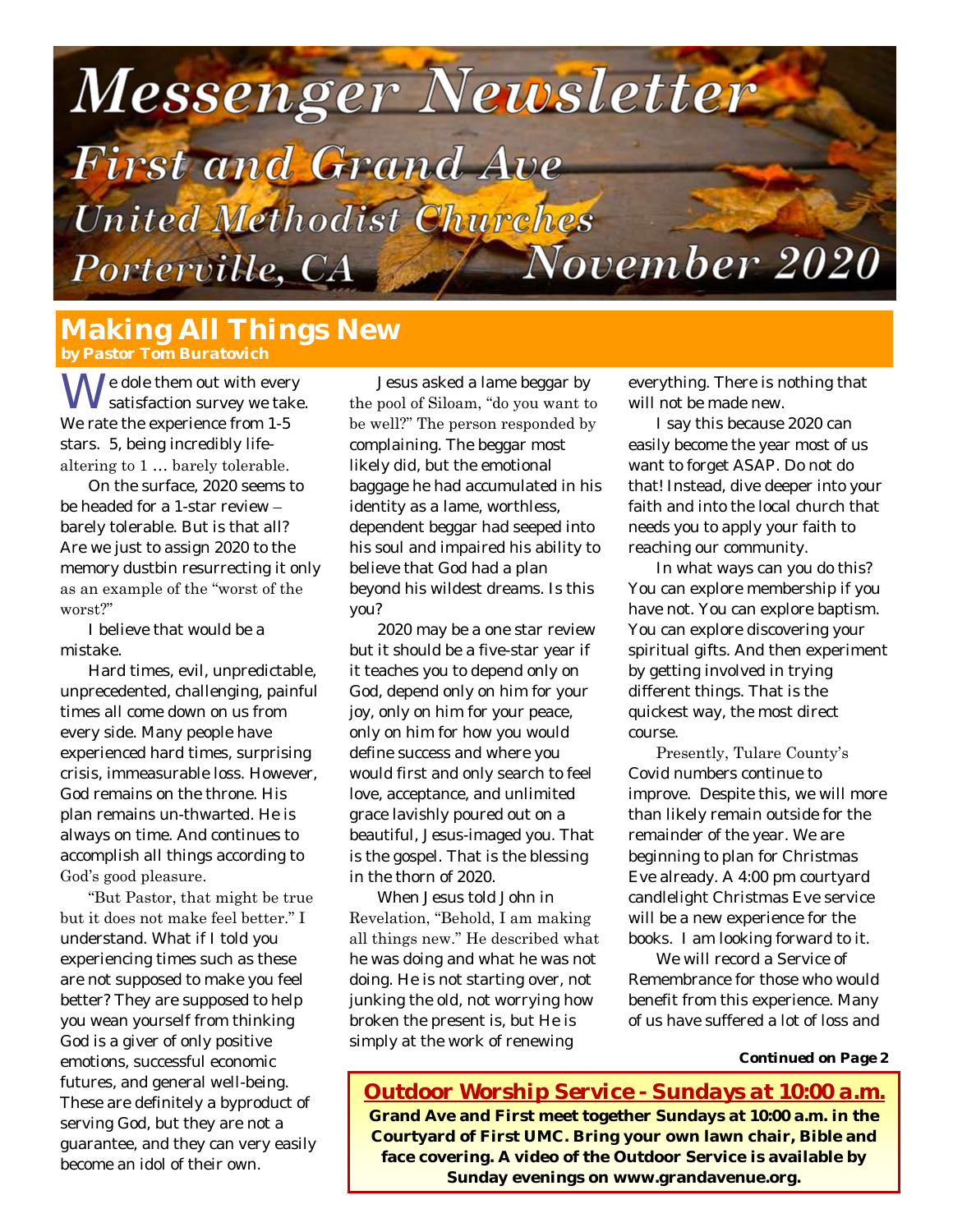# Messenger Newsletter

## First and Grand Ave United Methodist Churches

Porterville, CA — November 2020

## Making All Things New

**by Pastor Tom Buratovich**

We dole them out with every satisfaction survey we take. We rate the experience from 1-5 stars. 5, being incredibly life-altering to 1 … barely tolerable.

On the surface, 2020 seems to be headed for a 1-star review – barely tolerable. But is that all? Are we just to assign 2020 to the memory dustbin resurrecting it only as an example of the "worst of the worst?"

I believe that would be a mistake.

Hard times, evil, unpredictable, unprecedented, challenging, painful times all come down on us from every side. Many people have experienced hard times, surprising crisis, immeasurable loss. However, God remains on the throne. His plan remains un-thwarted. He is always on time. And continues to accomplish all things according to God's good pleasure.

"But Pastor, that might be true but it does not make feel better." I understand. What if I told you experiencing times such as these are not supposed to make you feel better? They are supposed to help you wean yourself from thinking God is a giver of only positive emotions, successful economic futures, and general well-being. These are definitely a byproduct of serving God, but they are not a guarantee, and they can very easily become an idol of their own.

Jesus asked a lame beggar by the pool of Siloam, "do you want to be well?" The person responded by complaining. The beggar most likely did, but the emotional baggage he had accumulated in his identity as a lame, worthless, dependent beggar had seeped into his soul and impaired his ability to believe that God had a plan beyond his wildest dreams. Is this you?

2020 may be a one star review but it should be a five-star year if it teaches you to depend only on God, depend only on him for your joy, only on him for your peace, only on him for how you would define success and where you would first and only search to feel love, acceptance, and unlimited grace lavishly poured out on a beautiful, Jesus-imaged you. That is the gospel. That is the blessing in the thorn of 2020.

When Jesus told John in Revelation, "Behold, I am making all things new." He described what he was doing and what he was not doing. He is not starting over, not junking the old, not worrying how broken the present is, but He is simply at the work of renewing everything. There is nothing that will not be made new.

I say this because 2020 can easily become the year most of us want to forget ASAP. Do not do that! Instead, dive deeper into your faith and into the local church that needs you to apply your faith to reaching our community.

In what ways can you do this? You can explore membership if you have not. You can explore baptism. You can explore discovering your spiritual gifts. And then experiment by getting involved in trying different things. That is the quickest way, the most direct course.

Presently, Tulare County's Covid numbers continue to improve. Despite this, we will more than likely remain outside for the remainder of the year. We are beginning to plan for Christmas Eve already. A 4:00 pm courtyard candlelight Christmas Eve service will be a new experience for the books. I am looking forward to it.

We will record a Service of Remembrance for those who would benefit from this experience. Many of us have suffered a lot of loss and

***Continued on Page 2***

---

**Outdoor Worship Service - Sundays at 10:00 a.m.**

**Grand Ave and First meet together Sundays at 10:00 a.m. in the Courtyard of First UMC. Bring your own lawn chair, Bible and face covering. A video of the Outdoor Service is available by Sunday evenings on www.grandavenue.org.**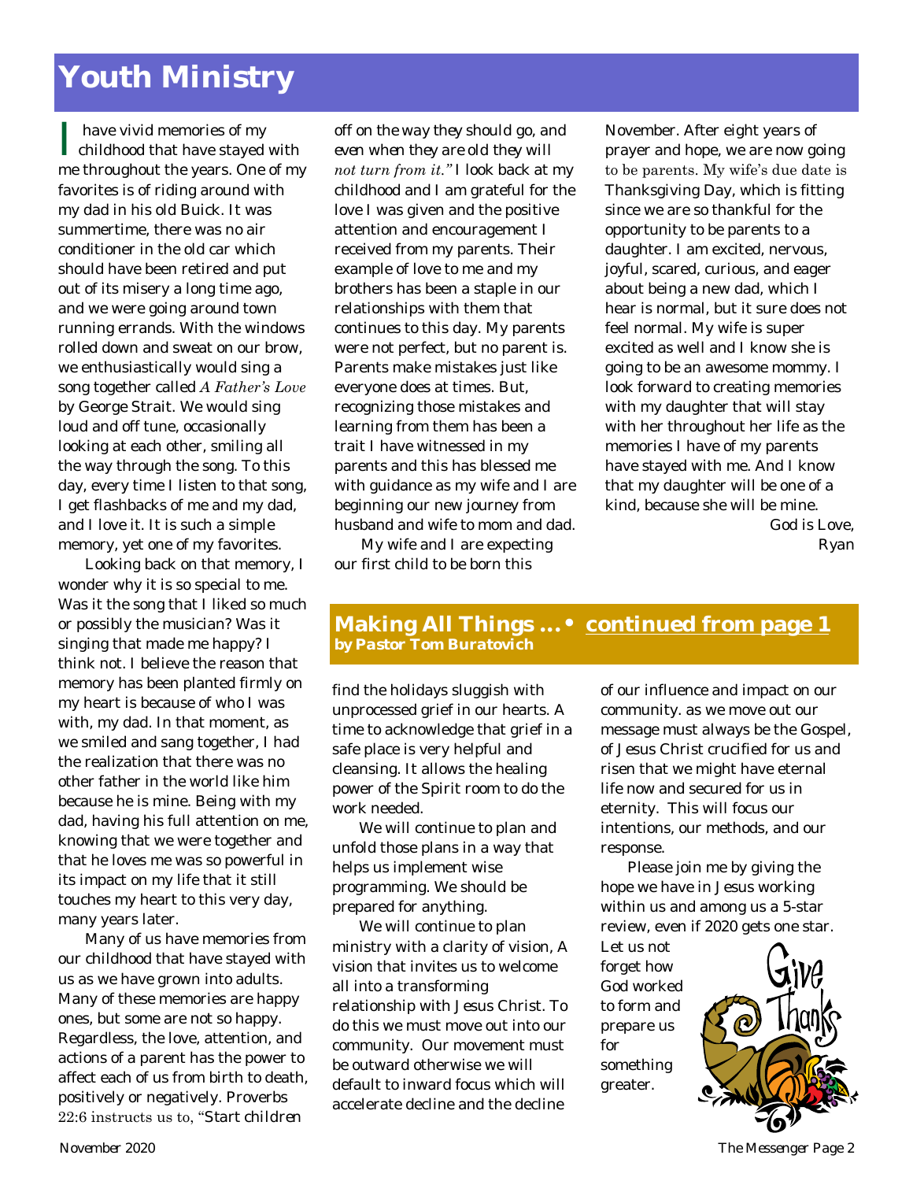# Youth Ministry

I have vivid memories of my childhood that have stayed with me throughout the years. One of my favorites is of riding around with my dad in his old Buick. It was summertime, there was no air conditioner in the old car which should have been retired and put out of its misery a long time ago, and we were going around town running errands. With the windows rolled down and sweat on our brow, we enthusiastically would sing a song together called *A Father's Love* by George Strait. We would sing loud and off tune, occasionally looking at each other, smiling all the way through the song. To this day, every time I listen to that song, I get flashbacks of me and my dad, and I love it. It is such a simple memory, yet one of my favorites.

Looking back on that memory, I wonder why it is so special to me. Was it the song that I liked so much or possibly the musician? Was it singing that made me happy? I think not. I believe the reason that memory has been planted firmly on my heart is because of who I was with, my dad. In that moment, as we smiled and sang together, I had the realization that there was no other father in the world like him because he is mine. Being with my dad, having his full attention on me, knowing that we were together and that he loves me was so powerful in its impact on my life that it still touches my heart to this very day, many years later.

Many of us have memories from our childhood that have stayed with us as we have grown into adults. Many of these memories are happy ones, but some are not so happy. Regardless, the love, attention, and actions of a parent has the power to affect each of us from birth to death, positively or negatively. Proverbs 22:6 instructs us to, "*Start children off on the way they should go, and even when they are old they will not turn from it.*" I look back at my childhood and I am grateful for the love I was given and the positive attention and encouragement I received from my parents. Their example of love to me and my brothers has been a staple in our relationships with them that continues to this day. My parents were not perfect, but no parent is. Parents make mistakes just like everyone does at times. But, recognizing those mistakes and learning from them has been a trait I have witnessed in my parents and this has blessed me with guidance as my wife and I are beginning our new journey from husband and wife to mom and dad.

My wife and I are expecting our first child to be born this November. After eight years of prayer and hope, we are now going to be parents. My wife's due date is Thanksgiving Day, which is fitting since we are so thankful for the opportunity to be parents to a daughter. I am excited, nervous, joyful, scared, curious, and eager about being a new dad, which I hear is normal, but it sure does not feel normal. My wife is super excited as well and I know she is going to be an awesome mommy. I look forward to creating memories with my daughter that will stay with her throughout her life as the memories I have of my parents have stayed with me. And I know that my daughter will be one of a kind, because she will be mine.

God is Love,
Ryan

## Making All Things ... • continued from page 1

**by Pastor Tom Buratovich**

find the holidays sluggish with unprocessed grief in our hearts. A time to acknowledge that grief in a safe place is very helpful and cleansing. It allows the healing power of the Spirit room to do the work needed.

We will continue to plan and unfold those plans in a way that helps us implement wise programming. We should be prepared for anything.

We will continue to plan ministry with a clarity of vision, A vision that invites us to welcome all into a transforming relationship with Jesus Christ. To do this we must move out into our community. Our movement must be outward otherwise we will default to inward focus which will accelerate decline and the decline of our influence and impact on our community. as we move out our message must always be the Gospel, of Jesus Christ crucified for us and risen that we might have eternal life now and secured for us in eternity. This will focus our intentions, our methods, and our response.

Please join me by giving the hope we have in Jesus working within us and among us a 5-star review, even if 2020 gets one star. Let us not forget how God worked to form and prepare us for something greater.

Give Thanks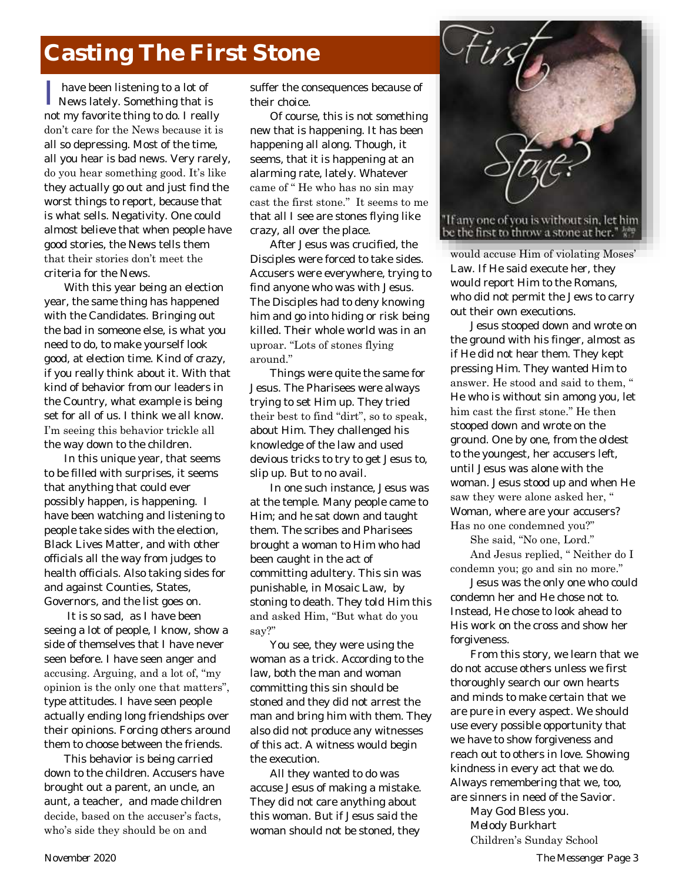# Casting The First Stone

I have been listening to a lot of News lately. Something that is not my favorite thing to do. I really don't care for the News because it is all so depressing. Most of the time, all you hear is bad news. Very rarely, do you hear something good. It's like they actually go out and just find the worst things to report, because that is what sells. Negativity. One could almost believe that when people have good stories, the News tells them that their stories don't meet the criteria for the News.

With this year being an election year, the same thing has happened with the Candidates. Bringing out the bad in someone else, is what you need to do, to make yourself look good, at election time. Kind of crazy, if you really think about it. With that kind of behavior from our leaders in the Country, what example is being set for all of us. I think we all know. I'm seeing this behavior trickle all the way down to the children.

In this unique year, that seems to be filled with surprises, it seems that anything that could ever possibly happen, is happening. I have been watching and listening to people take sides with the election, Black Lives Matter, and with other officials all the way from judges to health officials. Also taking sides for and against Counties, States, Governors, and the list goes on.

It is so sad, as I have been seeing a lot of people, I know, show a side of themselves that I have never seen before. I have seen anger and accusing. Arguing, and a lot of, "my opinion is the only one that matters", type attitudes. I have seen people actually ending long friendships over their opinions. Forcing others around them to choose between the friends.

This behavior is being carried down to the children. Accusers have brought out a parent, an uncle, an aunt, a teacher, and made children decide, based on the accuser's facts, who's side they should be on and suffer the consequences because of their choice.

Of course, this is not something new that is happening. It has been happening all along. Though, it seems, that it is happening at an alarming rate, lately. Whatever came of " He who has no sin may cast the first stone." It seems to me that all I see are stones flying like crazy, all over the place.

After Jesus was crucified, the Disciples were forced to take sides. Accusers were everywhere, trying to find anyone who was with Jesus. The Disciples had to deny knowing him and go into hiding or risk being killed. Their whole world was in an uproar. "Lots of stones flying around."

Things were quite the same for Jesus. The Pharisees were always trying to set Him up. They tried their best to find "dirt", so to speak, about Him. They challenged his knowledge of the law and used devious tricks to try to get Jesus to, slip up. But to no avail.

In one such instance, Jesus was at the temple. Many people came to Him; and he sat down and taught them. The scribes and Pharisees brought a woman to Him who had been caught in the act of committing adultery. This sin was punishable, in Mosaic Law, by stoning to death. They told Him this and asked Him, "But what do you say?"

You see, they were using the woman as a trick. According to the law, both the man and woman committing this sin should be stoned and they did not arrest the man and bring him with them. They also did not produce any witnesses of this act. A witness would begin the execution.

All they wanted to do was accuse Jesus of making a mistake. They did not care anything about this woman. But if Jesus said the woman should not be stoned, they would accuse Him of violating Moses' Law. If He said execute her, they would report Him to the Romans, who did not permit the Jews to carry out their own executions.

Jesus stooped down and wrote on the ground with his finger, almost as if He did not hear them. They kept pressing Him. They wanted Him to answer. He stood and said to them, " He who is without sin among you, let him cast the first stone." He then stooped down and wrote on the ground. One by one, from the oldest to the youngest, her accusers left, until Jesus was alone with the woman. Jesus stood up and when He saw they were alone asked her, " Woman, where are your accusers? Has no one condemned you?"

She said, "No one, Lord."

And Jesus replied, " Neither do I condemn you; go and sin no more."

Jesus was the only one who could condemn her and He chose not to. Instead, He chose to look ahead to His work on the cross and show her forgiveness.

From this story, we learn that we do not accuse others unless we first thoroughly search our own hearts and minds to make certain that we are pure in every aspect. We should use every possible opportunity that we have to show forgiveness and reach out to others in love. Showing kindness in every act that we do. Always remembering that we, too, are sinners in need of the Savior.

May God Bless you.
Melody Burkhart
Children's Sunday School

First Stone?

"If any one of you is without sin, let him be the first to throw a stone at her." John 8:7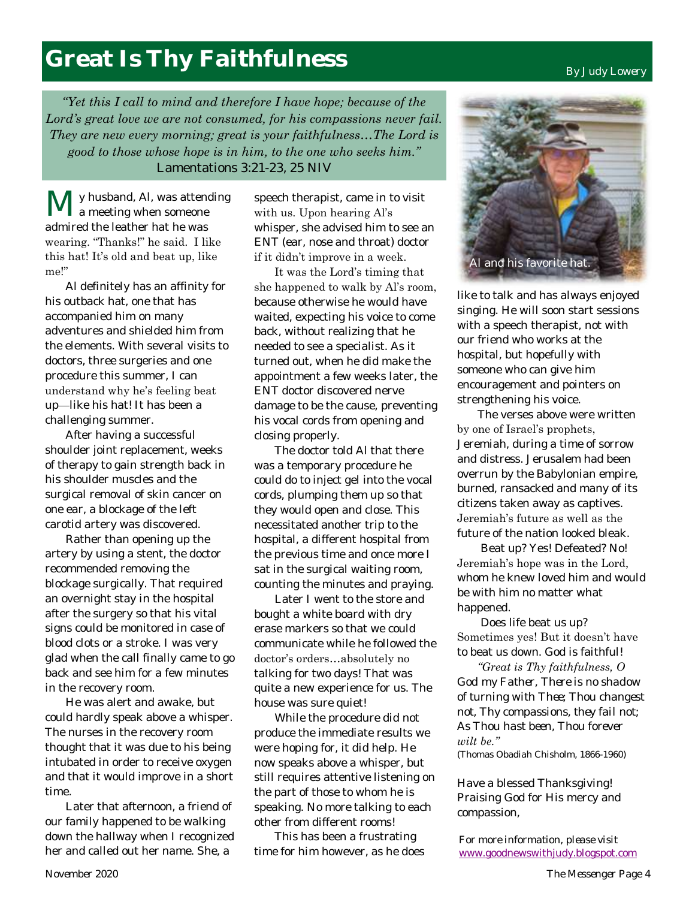# Great Is Thy Faithfulness

By Judy Lowery

*"Yet this I call to mind and therefore I have hope; because of the Lord's great love we are not consumed, for his compassions never fail. They are new every morning; great is your faithfulness…The Lord is good to those whose hope is in him, to the one who seeks him."*
Lamentations 3:21-23, 25 NIV

My husband, Al, was attending a meeting when someone admired the leather hat he was wearing. "Thanks!" he said. I like this hat! It's old and beat up, like me!"

Al definitely has an affinity for his outback hat, one that has accompanied him on many adventures and shielded him from the elements. With several visits to doctors, three surgeries and one procedure this summer, I can understand why he's feeling beat up—like his hat! It has been a challenging summer.

After having a successful shoulder joint replacement, weeks of therapy to gain strength back in his shoulder muscles and the surgical removal of skin cancer on one ear, a blockage of the left carotid artery was discovered.

Rather than opening up the artery by using a stent, the doctor recommended removing the blockage surgically. That required an overnight stay in the hospital after the surgery so that his vital signs could be monitored in case of blood clots or a stroke. I was very glad when the call finally came to go back and see him for a few minutes in the recovery room.

He was alert and awake, but could hardly speak above a whisper. The nurses in the recovery room thought that it was due to his being intubated in order to receive oxygen and that it would improve in a short time.

Later that afternoon, a friend of our family happened to be walking down the hallway when I recognized her and called out her name. She, a speech therapist, came in to visit with us. Upon hearing Al's whisper, she advised him to see an ENT (ear, nose and throat) doctor if it didn't improve in a week.

It was the Lord's timing that she happened to walk by Al's room, because otherwise he would have waited, expecting his voice to come back, without realizing that he needed to see a specialist. As it turned out, when he did make the appointment a few weeks later, the ENT doctor discovered nerve damage to be the cause, preventing his vocal cords from opening and closing properly.

The doctor told Al that there was a temporary procedure he could do to inject gel into the vocal cords, plumping them up so that they would open and close. This necessitated another trip to the hospital, a different hospital from the previous time and once more I sat in the surgical waiting room, counting the minutes and praying.

Later I went to the store and bought a white board with dry erase markers so that we could communicate while he followed the doctor's orders…absolutely no talking for two days! That was quite a new experience for us. The house was sure quiet!

While the procedure did not produce the immediate results we were hoping for, it did help. He now speaks above a whisper, but still requires attentive listening on the part of those to whom he is speaking. No more talking to each other from different rooms!

This has been a frustrating time for him however, as he does like to talk and has always enjoyed singing. He will soon start sessions with a speech therapist, not with our friend who works at the hospital, but hopefully with someone who can give him encouragement and pointers on strengthening his voice.

Al and his favorite hat.

The verses above were written by one of Israel's prophets, Jeremiah, during a time of sorrow and distress. Jerusalem had been overrun by the Babylonian empire, burned, ransacked and many of its citizens taken away as captives. Jeremiah's future as well as the future of the nation looked bleak.

Beat up? Yes! Defeated? No! Jeremiah's hope was in the Lord, whom he knew loved him and would be with him no matter what happened.

Does life beat us up? Sometimes yes! But it doesn't have to beat us down. God is faithful!

*"Great is Thy faithfulness, O God my Father, There is no shadow of turning with Thee; Thou changest not, Thy compassions, they fail not; As Thou hast been, Thou forever wilt be."*
(Thomas Obadiah Chisholm, 1866-1960)

Have a blessed Thanksgiving! Praising God for His mercy and compassion,

For more information, please visit www.goodnewswithjudy.blogspot.com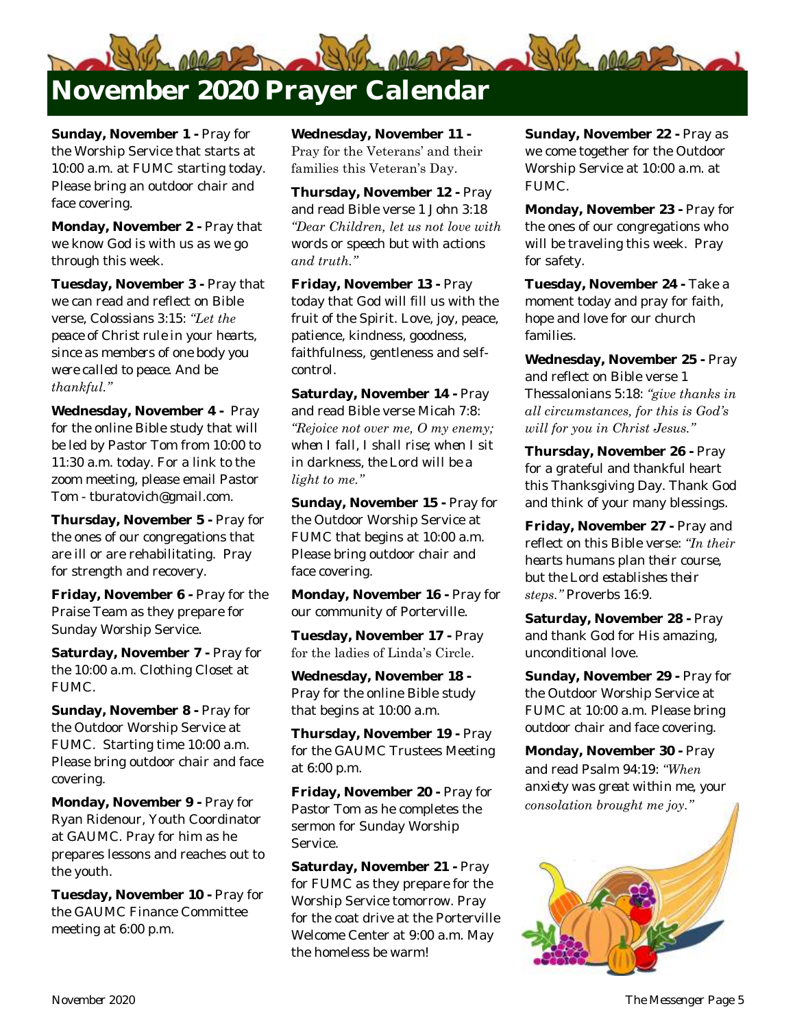# November 2020 Prayer Calendar

**Sunday, November 1 -** Pray for the Worship Service that starts at 10:00 a.m. at FUMC starting today. Please bring an outdoor chair and face covering.

**Monday, November 2 -** Pray that we know God is with us as we go through this week.

**Tuesday, November 3 -** Pray that we can read and reflect on Bible verse, Colossians 3:15: *"Let the peace of Christ rule in your hearts, since as members of one body you were called to peace. And be thankful."*

**Wednesday, November 4 -** Pray for the online Bible study that will be led by Pastor Tom from 10:00 to 11:30 a.m. today. For a link to the zoom meeting, please email Pastor Tom - tburatovich@gmail.com.

**Thursday, November 5 -** Pray for the ones of our congregations that are ill or are rehabilitating. Pray for strength and recovery.

**Friday, November 6 -** Pray for the Praise Team as they prepare for Sunday Worship Service.

**Saturday, November 7 -** Pray for the 10:00 a.m. Clothing Closet at FUMC.

**Sunday, November 8 -** Pray for the Outdoor Worship Service at FUMC. Starting time 10:00 a.m. Please bring outdoor chair and face covering.

**Monday, November 9 -** Pray for Ryan Ridenour, Youth Coordinator at GAUMC. Pray for him as he prepares lessons and reaches out to the youth.

**Tuesday, November 10 -** Pray for the GAUMC Finance Committee meeting at 6:00 p.m.

**Wednesday, November 11 -** Pray for the Veterans' and their families this Veteran's Day.

**Thursday, November 12 -** Pray and read Bible verse 1 John 3:18 *"Dear Children, let us not love with words or speech but with actions and truth."*

**Friday, November 13 -** Pray today that God will fill us with the fruit of the Spirit. Love, joy, peace, patience, kindness, goodness, faithfulness, gentleness and self-control.

**Saturday, November 14 -** Pray and read Bible verse Micah 7:8: *"Rejoice not over me, O my enemy; when I fall, I shall rise; when I sit in darkness, the Lord will be a light to me."*

**Sunday, November 15 -** Pray for the Outdoor Worship Service at FUMC that begins at 10:00 a.m. Please bring outdoor chair and face covering.

**Monday, November 16 -** Pray for our community of Porterville.

**Tuesday, November 17 -** Pray for the ladies of Linda's Circle.

**Wednesday, November 18 -** Pray for the online Bible study that begins at 10:00 a.m.

**Thursday, November 19 -** Pray for the GAUMC Trustees Meeting at 6:00 p.m.

**Friday, November 20 -** Pray for Pastor Tom as he completes the sermon for Sunday Worship Service.

**Saturday, November 21 -** Pray for FUMC as they prepare for the Worship Service tomorrow. Pray for the coat drive at the Porterville Welcome Center at 9:00 a.m. May the homeless be warm!

**Sunday, November 22 -** Pray as we come together for the Outdoor Worship Service at 10:00 a.m. at FUMC.

**Monday, November 23 -** Pray for the ones of our congregations who will be traveling this week. Pray for safety.

**Tuesday, November 24 -** Take a moment today and pray for faith, hope and love for our church families.

**Wednesday, November 25 -** Pray and reflect on Bible verse 1 Thessalonians 5:18: *"give thanks in all circumstances, for this is God's will for you in Christ Jesus."*

**Thursday, November 26 -** Pray for a grateful and thankful heart this Thanksgiving Day. Thank God and think of your many blessings.

**Friday, November 27 -** Pray and reflect on this Bible verse: *"In their hearts humans plan their course, but the Lord establishes their steps."* Proverbs 16:9.

**Saturday, November 28 -** Pray and thank God for His amazing, unconditional love.

**Sunday, November 29 -** Pray for the Outdoor Worship Service at FUMC at 10:00 a.m. Please bring outdoor chair and face covering.

**Monday, November 30 -** Pray and read Psalm 94:19: *"When anxiety was great within me, your consolation brought me joy."*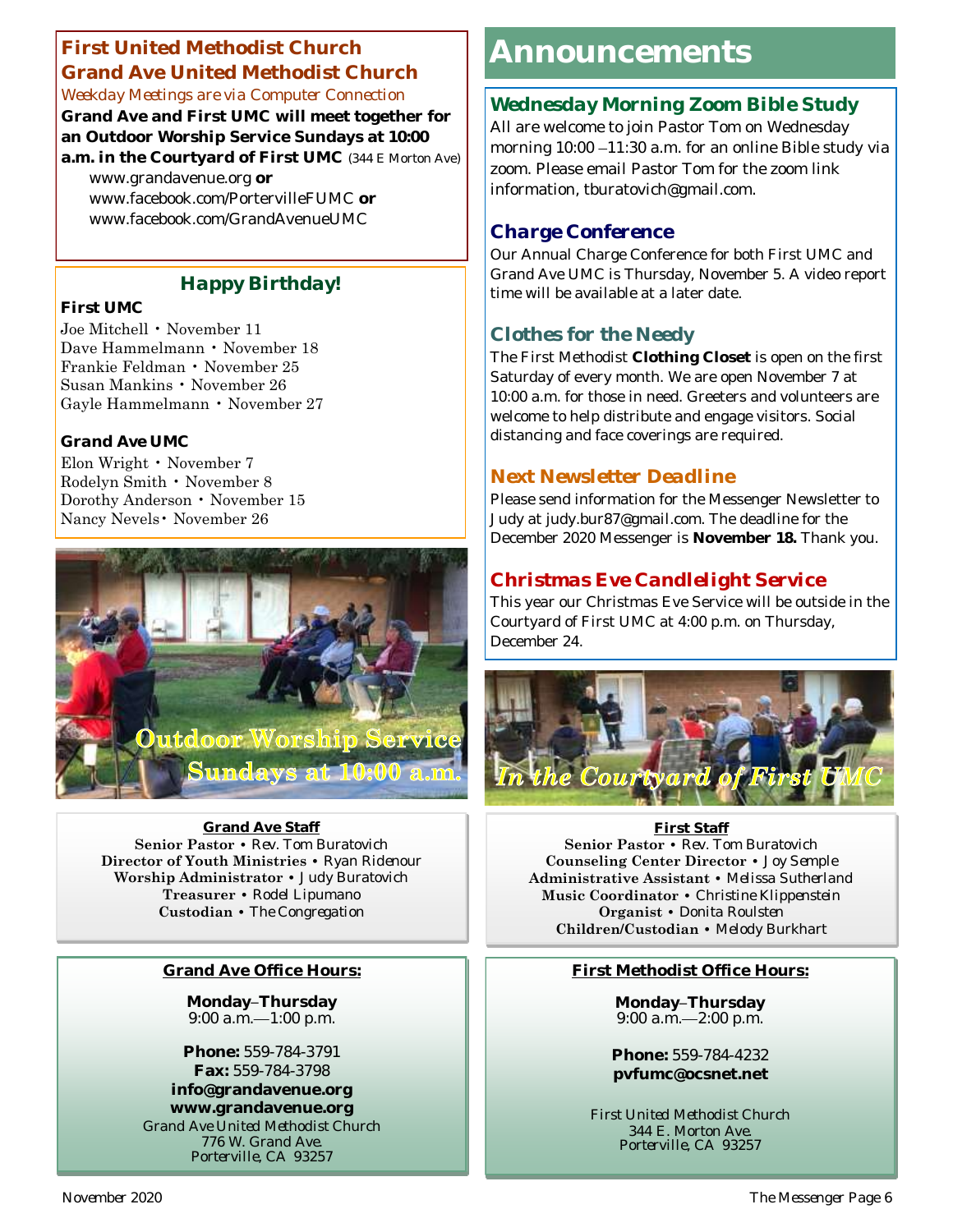## First United Methodist Church
## Grand Ave United Methodist Church

*Weekday Meetings are via Computer Connection*

**Grand Ave and First UMC will meet together for an Outdoor Worship Service Sundays at 10:00 a.m. in the Courtyard of First UMC** (344 E Morton Ave)

www.grandavenue.org **or**
www.facebook.com/PortervilleFUMC **or**
www.facebook.com/GrandAvenueUMC

### Happy Birthday!

**First UMC**

Joe Mitchell • November 11
Dave Hammelmann • November 18
Frankie Feldman • November 25
Susan Mankins • November 26
Gayle Hammelmann • November 27

**Grand Ave UMC**

Elon Wright • November 7
Rodelyn Smith • November 8
Dorothy Anderson • November 15
Nancy Nevels• November 26

Outdoor Worship Service
Sundays at 10:00 a.m.

**Grand Ave Staff**

**Senior Pastor** • Rev. Tom Buratovich
**Director of Youth Ministries** • Ryan Ridenour
**Worship Administrator** • Judy Buratovich
**Treasurer** • Rodel Lipumano
**Custodian** • The Congregation

**Grand Ave Office Hours:**

**Monday–Thursday**
9:00 a.m.—1:00 p.m.

**Phone:** 559-784-3791
**Fax:** 559-784-3798
**info@grandavenue.org**
**www.grandavenue.org**
*Grand Ave United Methodist Church*
*776 W. Grand Ave.*
*Porterville, CA 93257*

# Announcements

### Wednesday Morning Zoom Bible Study

All are welcome to join Pastor Tom on Wednesday morning 10:00 –11:30 a.m. for an online Bible study via zoom. Please email Pastor Tom for the zoom link information, tburatovich@gmail.com.

### Charge Conference

Our Annual Charge Conference for both First UMC and Grand Ave UMC is Thursday, November 5. A video report time will be available at a later date.

### Clothes for the Needy

The First Methodist **Clothing Closet** is open on the first Saturday of every month. We are open November 7 at 10:00 a.m. for those in need. Greeters and volunteers are welcome to help distribute and engage visitors. Social distancing and face coverings are required.

### Next Newsletter Deadline

Please send information for the Messenger Newsletter to Judy at judy.bur87@gmail.com. The deadline for the December 2020 Messenger is **November 18.** Thank you.

### Christmas Eve Candlelight Service

This year our Christmas Eve Service will be outside in the Courtyard of First UMC at 4:00 p.m. on Thursday, December 24.

*In the Courtyard of First UMC*

**First Staff**

**Senior Pastor** • Rev. Tom Buratovich
**Counseling Center Director** • Joy Semple
**Administrative Assistant** • Melissa Sutherland
**Music Coordinator** • Christine Klippenstein
**Organist** • Donita Roulsten
**Children/Custodian** • Melody Burkhart

**First Methodist Office Hours:**

**Monday–Thursday**
9:00 a.m.—2:00 p.m.

**Phone:** 559-784-4232
**pvfumc@ocsnet.net**

*First United Methodist Church*
*344 E. Morton Ave.*
*Porterville, CA 93257*